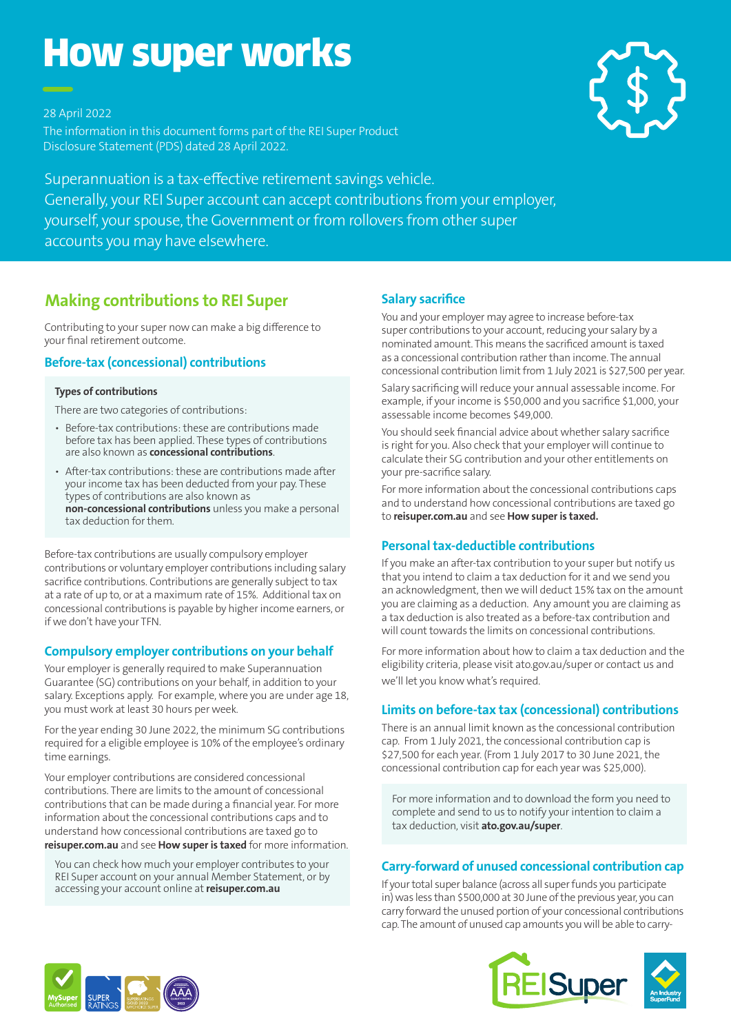# How super works

28 April 2022

The information in this document forms part of the REI Super Product Disclosure Statement (PDS) dated 28 April 2022.

Superannuation is a tax-effective retirement savings vehicle. Generally, your REI Super account can accept contributions from your employer, yourself, your spouse, the Government or from rollovers from other super accounts you may have elsewhere.

## Making contributions to REI Super

Contributing to your super now can make a big difference to your final retirement outcome.

### Before-tax (concessional) contributions

**Types of contributions**

There are two categories of contributions:

- Before-tax contributions: these are contributions made before tax has been applied. These types of contributions are also known as **concessional contributions**.
- After-tax contributions: these are contributions made after your income tax has been deducted from your pay. These types of contributions are also known as **non-concessional contributions** unless you make a personal tax deduction for them.

Before-tax contributions are usually compulsory employer contributions or voluntary employer contributions including salary sacrifice contributions. Contributions are generally subject to tax at a rate of up to, or at a maximum rate of 15%. Additional tax on concessional contributions is payable by higher income earners, or if we don't have your TFN.

### Compulsory employer contributions on your behalf

Your employer is generally required to make Superannuation Guarantee (SG) contributions on your behalf, in addition to your salary. Exceptions apply. For example, where you are under age 18, you must work at least 30 hours per week.

For the year ending 30 June 2022, the minimum SG contributions required for a eligible employee is 10% of the employee's ordinary time earnings.

Your employer contributions are considered concessional contributions. There are limits to the amount of concessional contributions that can be made during a financial year. For more information about the concessional contributions caps and to understand how concessional contributions are taxed go to **reisuper.com.au** and see **How super is taxed** for more information.

You can check how much your employer contributes to your REI Super account on your annual Member Statement, or by accessing your account online at **reisuper.com.au**

### Salary sacrifice

You and your employer may agree to increase before-tax super contributions to your account, reducing your salary by a nominated amount. This means the sacrificed amount is taxed as a concessional contribution rather than income. The annual concessional contribution limit from 1 July 2021 is $27,500 per year.

Salary sacrificing will reduce your annual assessable income. For example, if your income is $50,000 and you sacrifice $1,000, your assessable income becomes $49,000.

You should seek financial advice about whether salary sacrifice is right for you. Also check that your employer will continue to calculate their SG contribution and your other entitlements on your pre-sacrifice salary.

For more information about the concessional contributions caps and to understand how concessional contributions are taxed go to **reisuper.com.au** and see **How super is taxed.**

### Personal tax-deductible contributions

If you make an after-tax contribution to your super but notify us that you intend to claim a tax deduction for it and we send you an acknowledgment, then we will deduct 15% tax on the amount you are claiming as a deduction. Any amount you are claiming as a tax deduction is also treated as a before-tax contribution and will count towards the limits on concessional contributions.

For more information about how to claim a tax deduction and the eligibility criteria, please visit ato.gov.au/super or contact us and we'll let you know what's required.

### Limits on before-tax tax (concessional) contributions

There is an annual limit known as the concessional contribution cap. From 1 July 2021, the concessional contribution cap is $27,500 for each year. (From 1 July 2017 to 30 June 2021, the concessional contribution cap for each year was $25,000).

For more information and to download the form you need to complete and send to us to notify your intention to claim a tax deduction, visit **ato.gov.au/super**.

### Carry-forward of unused concessional contribution cap

If your total super balance (across all super funds you participate in) was less than $500,000 at 30 June of the previous year, you can carry forward the unused portion of your concessional contributions cap. The amount of unused cap amounts you will be able to carry-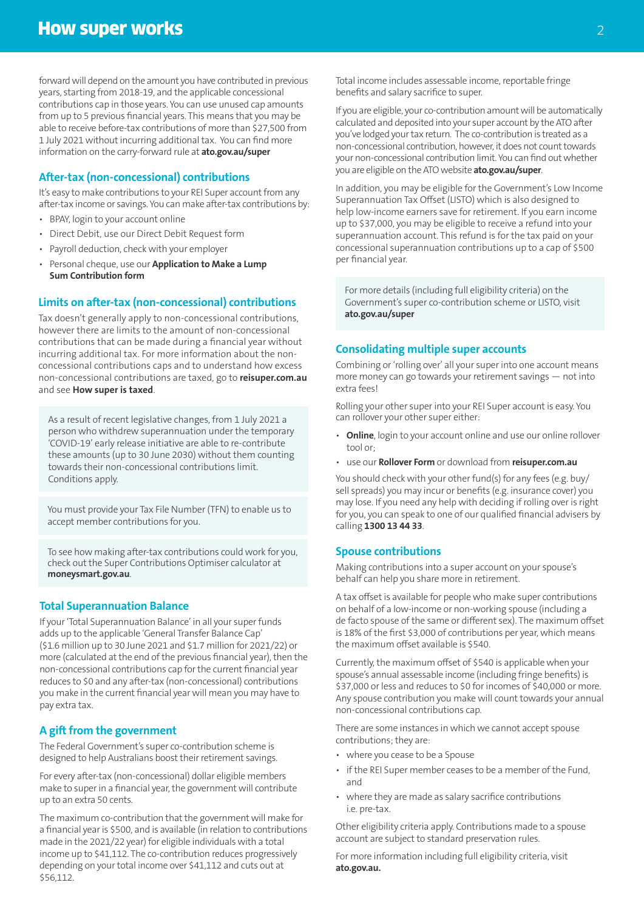forward will depend on the amount you have contributed in previous years, starting from 2018-19, and the applicable concessional contributions cap in those years. You can use unused cap amounts from up to 5 previous financial years. This means that you may be able to receive before-tax contributions of more than $27,500 from 1 July 2021 without incurring additional tax. You can find more information on the carry-forward rule at **ato.gov.au/super**

## After-tax (non-concessional) contributions

It's easy to make contributions to your REI Super account from any after-tax income or savings. You can make after-tax contributions by:

- BPAY, login to your account online
- Direct Debit, use our Direct Debit Request form
- Payroll deduction, check with your employer
- Personal cheque, use our **Application to Make a Lump Sum Contribution form**

## Limits on after-tax (non-concessional) contributions

Tax doesn't generally apply to non-concessional contributions, however there are limits to the amount of non-concessional contributions that can be made during a financial year without incurring additional tax. For more information about the non-concessional contributions caps and to understand how excess non-concessional contributions are taxed, go to **reisuper.com.au** and see **How super is taxed**.

> As a result of recent legislative changes, from 1 July 2021 a person who withdrew superannuation under the temporary 'COVID-19' early release initiative are able to re-contribute these amounts (up to 30 June 2030) without them counting towards their non-concessional contributions limit. Conditions apply.

> You must provide your Tax File Number (TFN) to enable us to accept member contributions for you.

> To see how making after-tax contributions could work for you, check out the Super Contributions Optimiser calculator at **moneysmart.gov.au**.

## Total Superannuation Balance

If your 'Total Superannuation Balance' in all your super funds adds up to the applicable 'General Transfer Balance Cap' ($1.6 million up to 30 June 2021 and $1.7 million for 2021/22) or more (calculated at the end of the previous financial year), then the non-concessional contributions cap for the current financial year reduces to $0 and any after-tax (non-concessional) contributions you make in the current financial year will mean you may have to pay extra tax.

## A gift from the government

The Federal Government's super co-contribution scheme is designed to help Australians boost their retirement savings.

For every after-tax (non-concessional) dollar eligible members make to super in a financial year, the government will contribute up to an extra 50 cents.

The maximum co-contribution that the government will make for a financial year is $500, and is available (in relation to contributions made in the 2021/22 year) for eligible individuals with a total income up to $41,112. The co-contribution reduces progressively depending on your total income over $41,112 and cuts out at $56,112.

Total income includes assessable income, reportable fringe benefits and salary sacrifice to super.

If you are eligible, your co-contribution amount will be automatically calculated and deposited into your super account by the ATO after you've lodged your tax return. The co-contribution is treated as a non-concessional contribution, however, it does not count towards your non-concessional contribution limit. You can find out whether you are eligible on the ATO website **ato.gov.au/super**.

In addition, you may be eligible for the Government's Low Income Superannuation Tax Offset (LISTO) which is also designed to help low-income earners save for retirement. If you earn income up to $37,000, you may be eligible to receive a refund into your superannuation account. This refund is for the tax paid on your concessional superannuation contributions up to a cap of $500 per financial year.

> For more details (including full eligibility criteria) on the Government's super co-contribution scheme or LISTO, visit **ato.gov.au/super**

## Consolidating multiple super accounts

Combining or 'rolling over' all your super into one account means more money can go towards your retirement savings — not into extra fees!

Rolling your other super into your REI Super account is easy. You can rollover your other super either:

- **Online**, login to your account online and use our online rollover tool or;
- use our **Rollover Form** or download from **reisuper.com.au**

You should check with your other fund(s) for any fees (e.g. buy/sell spreads) you may incur or benefits (e.g. insurance cover) you may lose. If you need any help with deciding if rolling over is right for you, you can speak to one of our qualified financial advisers by calling **1300 13 44 33**.

## Spouse contributions

Making contributions into a super account on your spouse's behalf can help you share more in retirement.

A tax offset is available for people who make super contributions on behalf of a low-income or non-working spouse (including a de facto spouse of the same or different sex). The maximum offset is 18% of the first $3,000 of contributions per year, which means the maximum offset available is $540.

Currently, the maximum offset of $540 is applicable when your spouse's annual assessable income (including fringe benefits) is $37,000 or less and reduces to $0 for incomes of $40,000 or more. Any spouse contribution you make will count towards your annual non-concessional contributions cap.

There are some instances in which we cannot accept spouse contributions; they are:

- where you cease to be a Spouse
- if the REI Super member ceases to be a member of the Fund, and
- where they are made as salary sacrifice contributions i.e. pre-tax.

Other eligibility criteria apply. Contributions made to a spouse account are subject to standard preservation rules.

For more information including full eligibility criteria, visit **ato.gov.au.**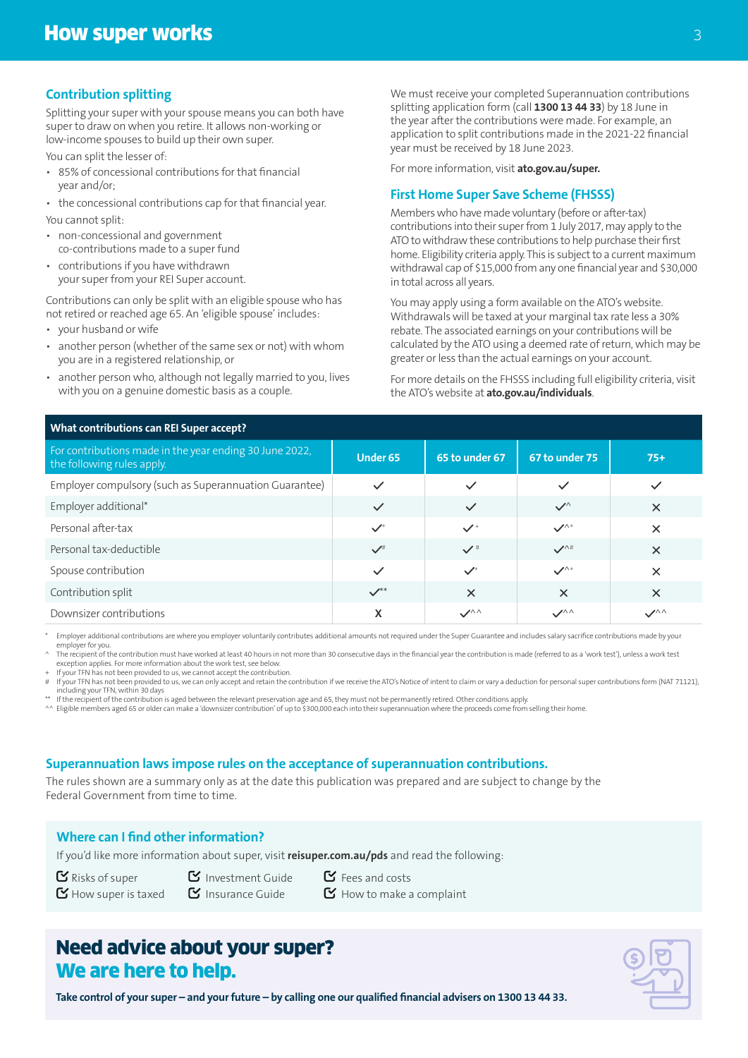# How super works

## Contribution splitting

Splitting your super with your spouse means you can both have super to draw on when you retire. It allows non-working or low-income spouses to build up their own super.

You can split the lesser of:

- 85% of concessional contributions for that financial year and/or;
- the concessional contributions cap for that financial year.

You cannot split:

- non-concessional and government co-contributions made to a super fund
- contributions if you have withdrawn your super from your REI Super account.

Contributions can only be split with an eligible spouse who has not retired or reached age 65. An 'eligible spouse' includes:

- your husband or wife
- another person (whether of the same sex or not) with whom you are in a registered relationship, or
- another person who, although not legally married to you, lives with you on a genuine domestic basis as a couple.

We must receive your completed Superannuation contributions splitting application form (call **1300 13 44 33**) by 18 June in the year after the contributions were made. For example, an application to split contributions made in the 2021-22 financial year must be received by 18 June 2023.

For more information, visit **ato.gov.au/super.**

## First Home Super Save Scheme (FHSSS)

Members who have made voluntary (before or after-tax) contributions into their super from 1 July 2017, may apply to the ATO to withdraw these contributions to help purchase their first home. Eligibility criteria apply. This is subject to a current maximum withdrawal cap of $15,000 from any one financial year and $30,000 in total across all years.

You may apply using a form available on the ATO's website. Withdrawals will be taxed at your marginal tax rate less a 30% rebate. The associated earnings on your contributions will be calculated by the ATO using a deemed rate of return, which may be greater or less than the actual earnings on your account.

For more details on the FHSSS including full eligibility criteria, visit the ATO's website at **ato.gov.au/individuals**.

**What contributions can REI Super accept?**

| For contributions made in the year ending 30 June 2022, the following rules apply. | Under 65 | 65 to under 67 | 67 to under 75 | 75+ |
|---|---|---|---|---|
| Employer compulsory (such as Superannuation Guarantee) | ✓ | ✓ | ✓ | ✓ |
| Employer additional* | ✓ | ✓ | ✓^ | ✕ |
| Personal after-tax | ✓+ | ✓+ | ✓^+ | ✕ |
| Personal tax-deductible | ✓# | ✓# | ✓^# | ✕ |
| Spouse contribution | ✓ | ✓+ | ✓^+ | ✕ |
| Contribution split | ✓** | ✕ | ✕ | ✕ |
| Downsizer contributions | X | ✓^^ | ✓^^ | ✓^^ |

\* Employer additional contributions are where you employer voluntarily contributes additional amounts not required under the Super Guarantee and includes salary sacrifice contributions made by your employer for you.
^ The recipient of the contribution must have worked at least 40 hours in not more than 30 consecutive days in the financial year the contribution is made (referred to as a 'work test'), unless a work test exception applies. For more information about the work test, see below.
\+ If your TFN has not been provided to us, we cannot accept the contribution.
\# If your TFN has not been provided to us, we can only accept and retain the contribution if we receive the ATO's Notice of intent to claim or vary a deduction for personal super contributions form (NAT 71121), including your TFN, within 30 days
\** If the recipient of the contribution is aged between the relevant preservation age and 65, they must not be permanently retired. Other conditions apply.
^^ Eligible members aged 65 or older can make a 'downsizer contribution' of up to $300,000 each into their superannuation where the proceeds come from selling their home.

## Superannuation laws impose rules on the acceptance of superannuation contributions.

The rules shown are a summary only as at the date this publication was prepared and are subject to change by the Federal Government from time to time.

## Where can I find other information?

If you'd like more information about super, visit **reisuper.com.au/pds** and read the following:

- Risks of super
- How super is taxed
- Investment Guide
- Insurance Guide
- Fees and costs
- How to make a complaint

## Need advice about your super? We are here to help.

**Take control of your super – and your future – by calling one our qualified financial advisers on 1300 13 44 33.**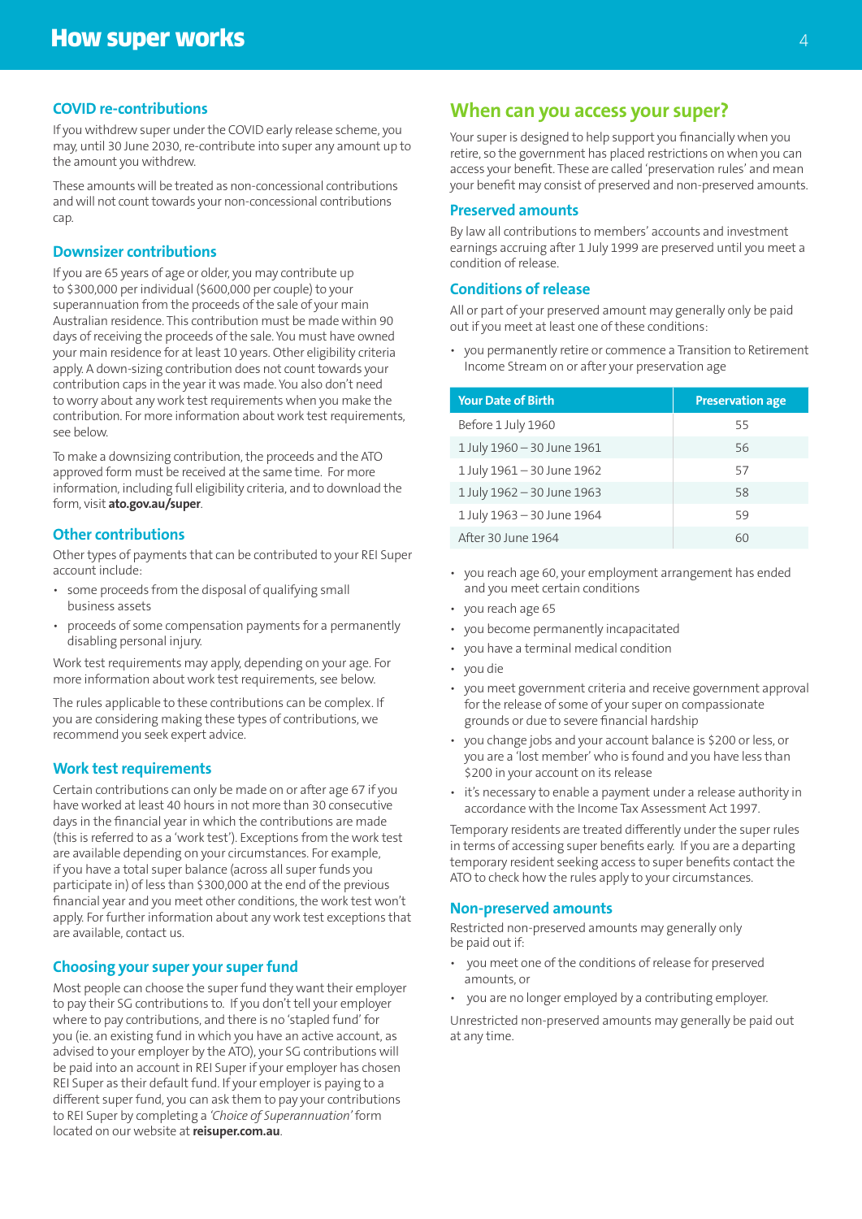## COVID re-contributions

If you withdrew super under the COVID early release scheme, you may, until 30 June 2030, re-contribute into super any amount up to the amount you withdrew.

These amounts will be treated as non-concessional contributions and will not count towards your non-concessional contributions cap.

## Downsizer contributions

If you are 65 years of age or older, you may contribute up to $300,000 per individual ($600,000 per couple) to your superannuation from the proceeds of the sale of your main Australian residence. This contribution must be made within 90 days of receiving the proceeds of the sale. You must have owned your main residence for at least 10 years. Other eligibility criteria apply. A down-sizing contribution does not count towards your contribution caps in the year it was made. You also don't need to worry about any work test requirements when you make the contribution. For more information about work test requirements, see below.

To make a downsizing contribution, the proceeds and the ATO approved form must be received at the same time. For more information, including full eligibility criteria, and to download the form, visit **ato.gov.au/super**.

## Other contributions

Other types of payments that can be contributed to your REI Super account include:

- some proceeds from the disposal of qualifying small business assets
- proceeds of some compensation payments for a permanently disabling personal injury.

Work test requirements may apply, depending on your age. For more information about work test requirements, see below.

The rules applicable to these contributions can be complex. If you are considering making these types of contributions, we recommend you seek expert advice.

## Work test requirements

Certain contributions can only be made on or after age 67 if you have worked at least 40 hours in not more than 30 consecutive days in the financial year in which the contributions are made (this is referred to as a 'work test'). Exceptions from the work test are available depending on your circumstances. For example, if you have a total super balance (across all super funds you participate in) of less than $300,000 at the end of the previous financial year and you meet other conditions, the work test won't apply. For further information about any work test exceptions that are available, contact us.

## Choosing your super your super fund

Most people can choose the super fund they want their employer to pay their SG contributions to. If you don't tell your employer where to pay contributions, and there is no 'stapled fund' for you (ie. an existing fund in which you have an active account, as advised to your employer by the ATO), your SG contributions will be paid into an account in REI Super if your employer has chosen REI Super as their default fund. If your employer is paying to a different super fund, you can ask them to pay your contributions to REI Super by completing a *'Choice of Superannuation'* form located on our website at **reisuper.com.au**.

# When can you access your super?

Your super is designed to help support you financially when you retire, so the government has placed restrictions on when you can access your benefit. These are called 'preservation rules' and mean your benefit may consist of preserved and non-preserved amounts.

## Preserved amounts

By law all contributions to members' accounts and investment earnings accruing after 1 July 1999 are preserved until you meet a condition of release.

## Conditions of release

All or part of your preserved amount may generally only be paid out if you meet at least one of these conditions:

- you permanently retire or commence a Transition to Retirement Income Stream on or after your preservation age

| Your Date of Birth | Preservation age |
|---|---|
| Before 1 July 1960 | 55 |
| 1 July 1960 – 30 June 1961 | 56 |
| 1 July 1961 – 30 June 1962 | 57 |
| 1 July 1962 – 30 June 1963 | 58 |
| 1 July 1963 – 30 June 1964 | 59 |
| After 30 June 1964 | 60 |

- you reach age 60, your employment arrangement has ended and you meet certain conditions
- you reach age 65
- you become permanently incapacitated
- you have a terminal medical condition
- you die
- you meet government criteria and receive government approval for the release of some of your super on compassionate grounds or due to severe financial hardship
- you change jobs and your account balance is $200 or less, or you are a 'lost member' who is found and you have less than $200 in your account on its release
- it's necessary to enable a payment under a release authority in accordance with the Income Tax Assessment Act 1997.

Temporary residents are treated differently under the super rules in terms of accessing super benefits early. If you are a departing temporary resident seeking access to super benefits contact the ATO to check how the rules apply to your circumstances.

## Non-preserved amounts

Restricted non-preserved amounts may generally only be paid out if:

- you meet one of the conditions of release for preserved amounts, or
- you are no longer employed by a contributing employer.

Unrestricted non-preserved amounts may generally be paid out at any time.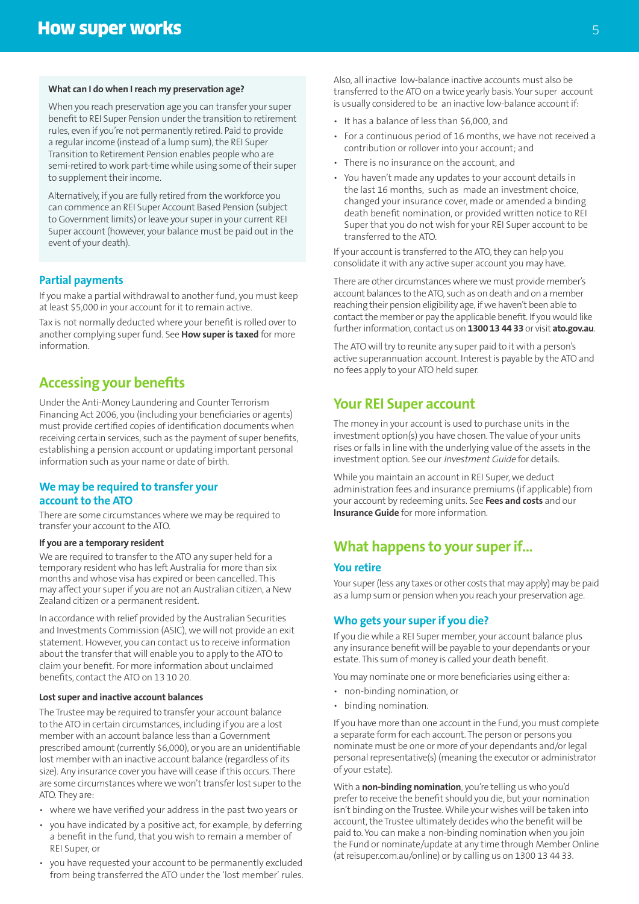**What can I do when I reach my preservation age?**

When you reach preservation age you can transfer your super benefit to REI Super Pension under the transition to retirement rules, even if you're not permanently retired. Paid to provide a regular income (instead of a lump sum), the REI Super Transition to Retirement Pension enables people who are semi-retired to work part-time while using some of their super to supplement their income.

Alternatively, if you are fully retired from the workforce you can commence an REI Super Account Based Pension (subject to Government limits) or leave your super in your current REI Super account (however, your balance must be paid out in the event of your death).

### Partial payments

If you make a partial withdrawal to another fund, you must keep at least $5,000 in your account for it to remain active.

Tax is not normally deducted where your benefit is rolled over to another complying super fund. See **How super is taxed** for more information.

## Accessing your benefits

Under the Anti-Money Laundering and Counter Terrorism Financing Act 2006, you (including your beneficiaries or agents) must provide certified copies of identification documents when receiving certain services, such as the payment of super benefits, establishing a pension account or updating important personal information such as your name or date of birth.

### We may be required to transfer your account to the ATO

There are some circumstances where we may be required to transfer your account to the ATO.

**If you are a temporary resident**

We are required to transfer to the ATO any super held for a temporary resident who has left Australia for more than six months and whose visa has expired or been cancelled. This may affect your super if you are not an Australian citizen, a New Zealand citizen or a permanent resident.

In accordance with relief provided by the Australian Securities and Investments Commission (ASIC), we will not provide an exit statement. However, you can contact us to receive information about the transfer that will enable you to apply to the ATO to claim your benefit. For more information about unclaimed benefits, contact the ATO on 13 10 20.

**Lost super and inactive account balances**

The Trustee may be required to transfer your account balance to the ATO in certain circumstances, including if you are a lost member with an account balance less than a Government prescribed amount (currently $6,000), or you are an unidentifiable lost member with an inactive account balance (regardless of its size). Any insurance cover you have will cease if this occurs. There are some circumstances where we won't transfer lost super to the ATO. They are:

- where we have verified your address in the past two years or
- you have indicated by a positive act, for example, by deferring a benefit in the fund, that you wish to remain a member of REI Super, or
- you have requested your account to be permanently excluded from being transferred the ATO under the 'lost member' rules.

Also, all inactive low-balance inactive accounts must also be transferred to the ATO on a twice yearly basis. Your super account is usually considered to be an inactive low-balance account if:

- It has a balance of less than $6,000, and
- For a continuous period of 16 months, we have not received a contribution or rollover into your account; and
- There is no insurance on the account, and
- You haven't made any updates to your account details in the last 16 months, such as made an investment choice, changed your insurance cover, made or amended a binding death benefit nomination, or provided written notice to REI Super that you do not wish for your REI Super account to be transferred to the ATO.

If your account is transferred to the ATO, they can help you consolidate it with any active super account you may have.

There are other circumstances where we must provide member's account balances to the ATO, such as on death and on a member reaching their pension eligibility age, if we haven't been able to contact the member or pay the applicable benefit. If you would like further information, contact us on **1300 13 44 33** or visit **ato.gov.au**.

The ATO will try to reunite any super paid to it with a person's active superannuation account. Interest is payable by the ATO and no fees apply to your ATO held super.

## Your REI Super account

The money in your account is used to purchase units in the investment option(s) you have chosen. The value of your units rises or falls in line with the underlying value of the assets in the investment option. See our *Investment Guide* for details.

While you maintain an account in REI Super, we deduct administration fees and insurance premiums (if applicable) from your account by redeeming units. See **Fees and costs** and our **Insurance Guide** for more information.

## What happens to your super if...

### You retire

Your super (less any taxes or other costs that may apply) may be paid as a lump sum or pension when you reach your preservation age.

### Who gets your super if you die?

If you die while a REI Super member, your account balance plus any insurance benefit will be payable to your dependants or your estate. This sum of money is called your death benefit.

You may nominate one or more beneficiaries using either a:

- non-binding nomination, or
- binding nomination.

If you have more than one account in the Fund, you must complete a separate form for each account. The person or persons you nominate must be one or more of your dependants and/or legal personal representative(s) (meaning the executor or administrator of your estate).

With a **non-binding nomination**, you're telling us who you'd prefer to receive the benefit should you die, but your nomination isn't binding on the Trustee. While your wishes will be taken into account, the Trustee ultimately decides who the benefit will be paid to. You can make a non-binding nomination when you join the Fund or nominate/update at any time through Member Online (at reisuper.com.au/online) or by calling us on 1300 13 44 33.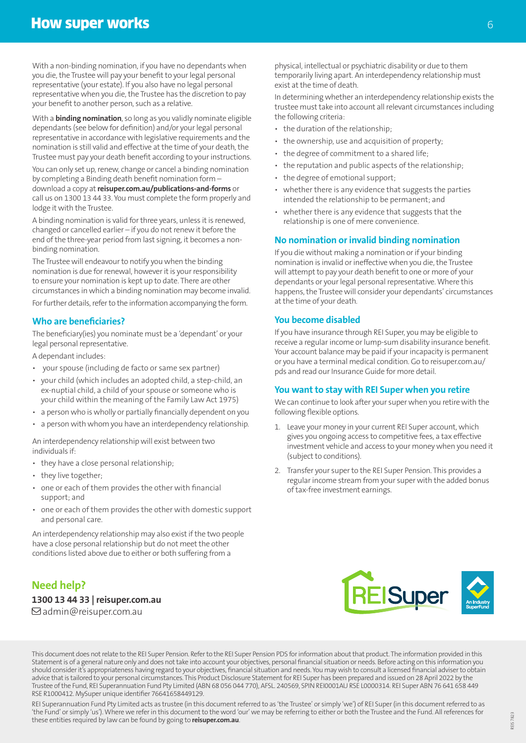# How super works

With a non-binding nomination, if you have no dependants when you die, the Trustee will pay your benefit to your legal personal representative (your estate). If you also have no legal personal representative when you die, the Trustee has the discretion to pay your benefit to another person, such as a relative.

With a **binding nomination**, so long as you validly nominate eligible dependants (see below for definition) and/or your legal personal representative in accordance with legislative requirements and the nomination is still valid and effective at the time of your death, the Trustee must pay your death benefit according to your instructions.

You can only set up, renew, change or cancel a binding nomination by completing a Binding death benefit nomination form – download a copy at **reisuper.com.au/publications-and-forms** or call us on 1300 13 44 33. You must complete the form properly and lodge it with the Trustee.

A binding nomination is valid for three years, unless it is renewed, changed or cancelled earlier – if you do not renew it before the end of the three-year period from last signing, it becomes a non-binding nomination.

The Trustee will endeavour to notify you when the binding nomination is due for renewal, however it is your responsibility to ensure your nomination is kept up to date. There are other circumstances in which a binding nomination may become invalid.

For further details, refer to the information accompanying the form.

### Who are beneficiaries?

The beneficiary(ies) you nominate must be a 'dependant' or your legal personal representative.

A dependant includes:

- your spouse (including de facto or same sex partner)
- your child (which includes an adopted child, a step-child, an ex-nuptial child, a child of your spouse or someone who is your child within the meaning of the Family Law Act 1975)
- a person who is wholly or partially financially dependent on you
- a person with whom you have an interdependency relationship.

An interdependency relationship will exist between two individuals if:

- they have a close personal relationship;
- they live together;
- one or each of them provides the other with financial support; and
- one or each of them provides the other with domestic support and personal care.

An interdependency relationship may also exist if the two people have a close personal relationship but do not meet the other conditions listed above due to either or both suffering from a physical, intellectual or psychiatric disability or due to them temporarily living apart. An interdependency relationship must exist at the time of death.

In determining whether an interdependency relationship exists the trustee must take into account all relevant circumstances including the following criteria:

- the duration of the relationship;
- the ownership, use and acquisition of property;
- the degree of commitment to a shared life;
- the reputation and public aspects of the relationship;
- the degree of emotional support;
- whether there is any evidence that suggests the parties intended the relationship to be permanent; and
- whether there is any evidence that suggests that the relationship is one of mere convenience.

### No nomination or invalid binding nomination

If you die without making a nomination or if your binding nomination is invalid or ineffective when you die, the Trustee will attempt to pay your death benefit to one or more of your dependants or your legal personal representative. Where this happens, the Trustee will consider your dependants' circumstances at the time of your death.

### You become disabled

If you have insurance through REI Super, you may be eligible to receive a regular income or lump-sum disability insurance benefit. Your account balance may be paid if your incapacity is permanent or you have a terminal medical condition. Go to reisuper.com.au/pds and read our Insurance Guide for more detail.

### You want to stay with REI Super when you retire

We can continue to look after your super when you retire with the following flexible options.

1. Leave your money in your current REI Super account, which gives you ongoing access to competitive fees, a tax effective investment vehicle and access to your money when you need it (subject to conditions).
2. Transfer your super to the REI Super Pension. This provides a regular income stream from your super with the added bonus of tax-free investment earnings.

## Need help?

**1300 13 44 33 | reisuper.com.au**
admin@reisuper.com.au

REISuper — An Industry SuperFund

This document does not relate to the REI Super Pension. Refer to the REI Super Pension PDS for information about that product. The information provided in this Statement is of a general nature only and does not take into account your objectives, personal financial situation or needs. Before acting on this information you should consider it's appropriateness having regard to your objectives, financial situation and needs. You may wish to consult a licensed financial adviser to obtain advice that is tailored to your personal circumstances. This Product Disclosure Statement for REI Super has been prepared and issued on 28 April 2022 by the Trustee of the Fund, REI Superannuation Fund Pty Limited (ABN 68 056 044 770), AFSL 240569, SPIN REI0001AU RSE L0000314. REI Super ABN 76 641 658 449 RSE R1000412. MySuper unique identifier 76641658449129.

REI Superannuation Fund Pty Limited acts as trustee (in this document referred to as 'the Trustee' or simply 'we') of REI Super (in this document referred to as 'the Fund' or simply 'us'). Where we refer in this document to the word 'our' we may be referring to either or both the Trustee and the Fund. All references for these entities required by law can be found by going to **reisuper.com.au**.

REIS 7823